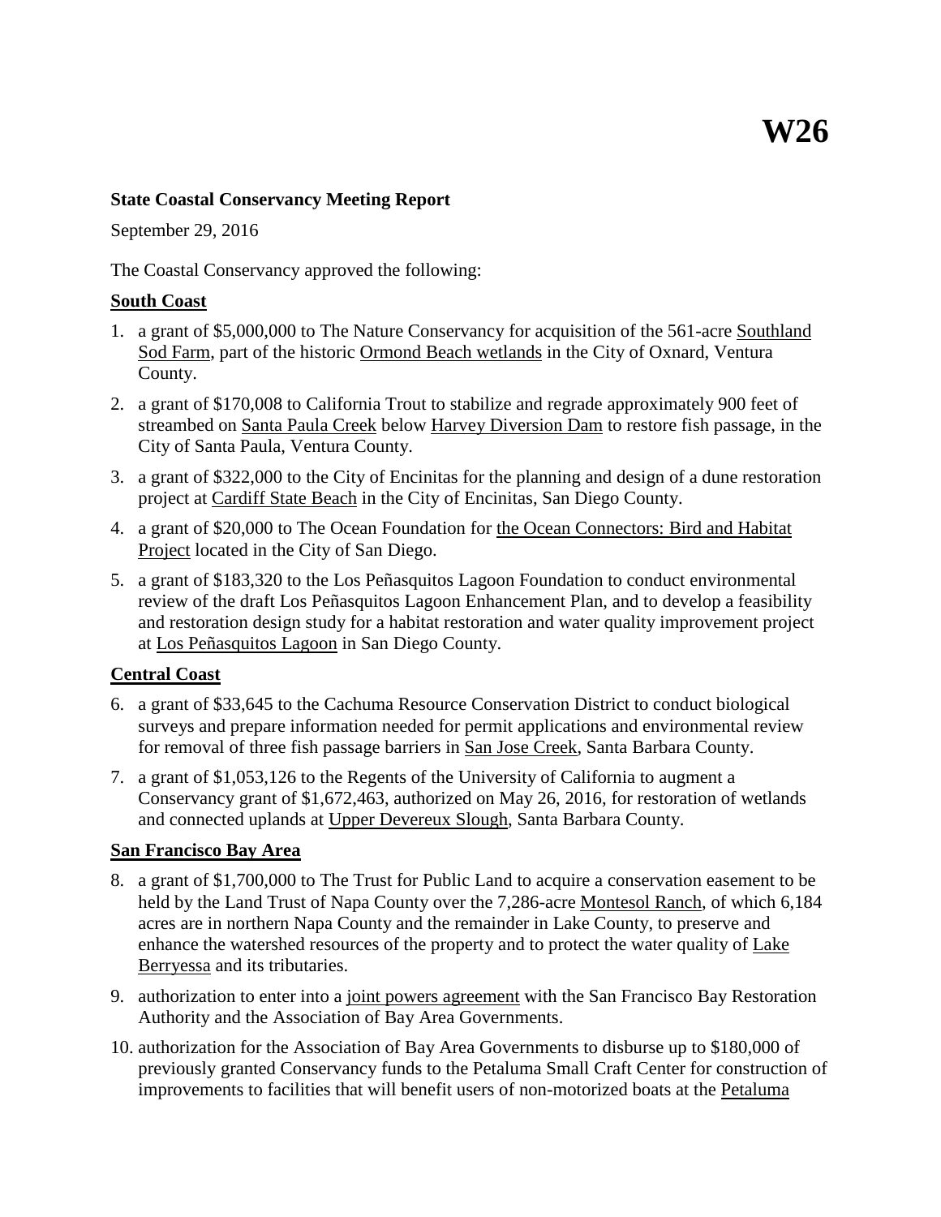# W26

**State Coastal Conservancy Meeting Report**

September 29, 2016

The Coastal Conservancy approved the following:

## South Coast

1. a grant of $5,000,000 to The Nature Conservancy for acquisition of the 561-acre Southland Sod Farm, part of the historic Ormond Beach wetlands in the City of Oxnard, Ventura County.
2. a grant of $170,008 to California Trout to stabilize and regrade approximately 900 feet of streambed on Santa Paula Creek below Harvey Diversion Dam to restore fish passage, in the City of Santa Paula, Ventura County.
3. a grant of $322,000 to the City of Encinitas for the planning and design of a dune restoration project at Cardiff State Beach in the City of Encinitas, San Diego County.
4. a grant of $20,000 to The Ocean Foundation for the Ocean Connectors: Bird and Habitat Project located in the City of San Diego.
5. a grant of $183,320 to the Los Peñasquitos Lagoon Foundation to conduct environmental review of the draft Los Peñasquitos Lagoon Enhancement Plan, and to develop a feasibility and restoration design study for a habitat restoration and water quality improvement project at Los Peñasquitos Lagoon in San Diego County.

## Central Coast

6. a grant of $33,645 to the Cachuma Resource Conservation District to conduct biological surveys and prepare information needed for permit applications and environmental review for removal of three fish passage barriers in San Jose Creek, Santa Barbara County.
7. a grant of $1,053,126 to the Regents of the University of California to augment a Conservancy grant of $1,672,463, authorized on May 26, 2016, for restoration of wetlands and connected uplands at Upper Devereux Slough, Santa Barbara County.

## San Francisco Bay Area

8. a grant of $1,700,000 to The Trust for Public Land to acquire a conservation easement to be held by the Land Trust of Napa County over the 7,286-acre Montesol Ranch, of which 6,184 acres are in northern Napa County and the remainder in Lake County, to preserve and enhance the watershed resources of the property and to protect the water quality of Lake Berryessa and its tributaries.
9. authorization to enter into a joint powers agreement with the San Francisco Bay Restoration Authority and the Association of Bay Area Governments.
10. authorization for the Association of Bay Area Governments to disburse up to $180,000 of previously granted Conservancy funds to the Petaluma Small Craft Center for construction of improvements to facilities that will benefit users of non-motorized boats at the Petaluma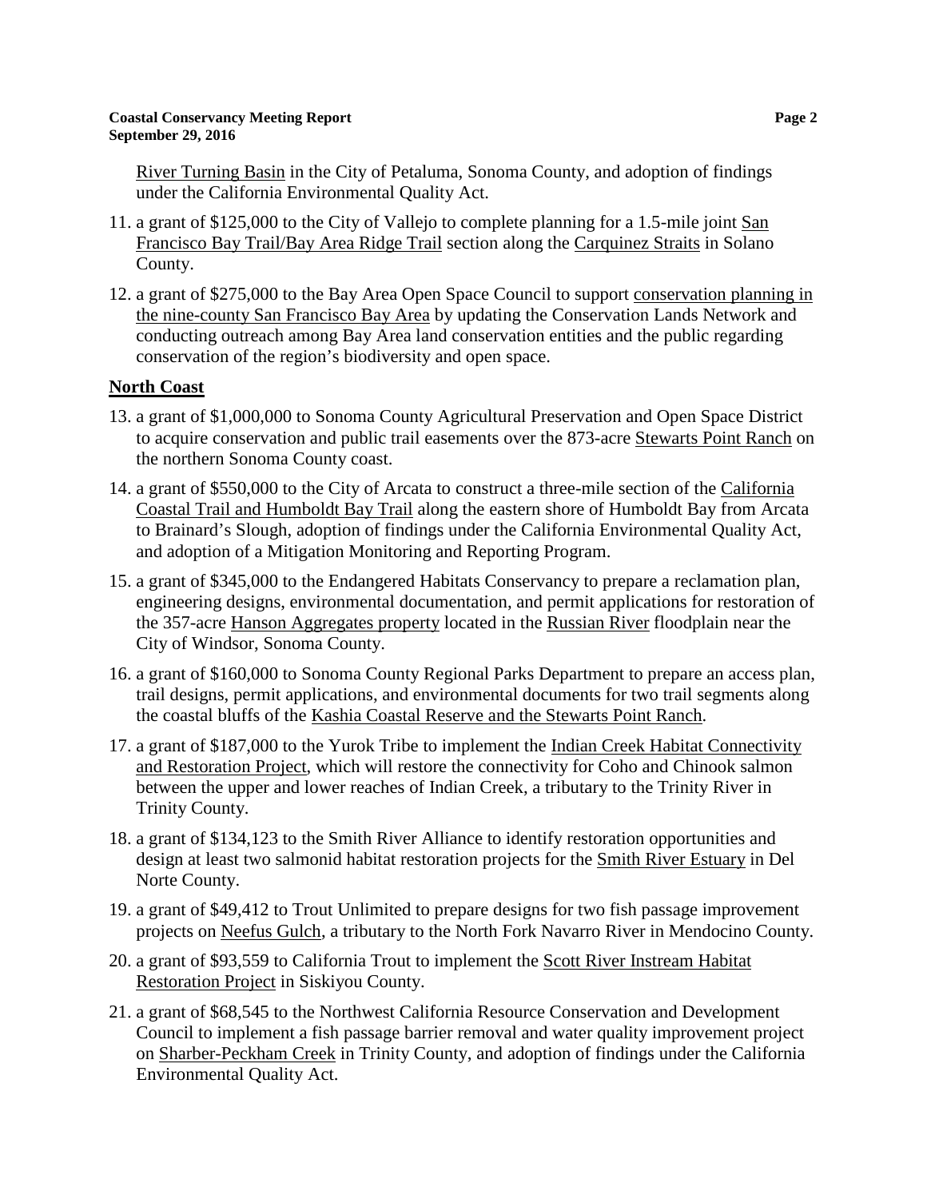River Turning Basin in the City of Petaluma, Sonoma County, and adoption of findings under the California Environmental Quality Act.

11. a grant of $125,000 to the City of Vallejo to complete planning for a 1.5-mile joint San Francisco Bay Trail/Bay Area Ridge Trail section along the Carquinez Straits in Solano County.

12. a grant of $275,000 to the Bay Area Open Space Council to support conservation planning in the nine-county San Francisco Bay Area by updating the Conservation Lands Network and conducting outreach among Bay Area land conservation entities and the public regarding conservation of the region's biodiversity and open space.

## North Coast

13. a grant of $1,000,000 to Sonoma County Agricultural Preservation and Open Space District to acquire conservation and public trail easements over the 873-acre Stewarts Point Ranch on the northern Sonoma County coast.

14. a grant of $550,000 to the City of Arcata to construct a three-mile section of the California Coastal Trail and Humboldt Bay Trail along the eastern shore of Humboldt Bay from Arcata to Brainard's Slough, adoption of findings under the California Environmental Quality Act, and adoption of a Mitigation Monitoring and Reporting Program.

15. a grant of $345,000 to the Endangered Habitats Conservancy to prepare a reclamation plan, engineering designs, environmental documentation, and permit applications for restoration of the 357-acre Hanson Aggregates property located in the Russian River floodplain near the City of Windsor, Sonoma County.

16. a grant of $160,000 to Sonoma County Regional Parks Department to prepare an access plan, trail designs, permit applications, and environmental documents for two trail segments along the coastal bluffs of the Kashia Coastal Reserve and the Stewarts Point Ranch.

17. a grant of $187,000 to the Yurok Tribe to implement the Indian Creek Habitat Connectivity and Restoration Project, which will restore the connectivity for Coho and Chinook salmon between the upper and lower reaches of Indian Creek, a tributary to the Trinity River in Trinity County.

18. a grant of $134,123 to the Smith River Alliance to identify restoration opportunities and design at least two salmonid habitat restoration projects for the Smith River Estuary in Del Norte County.

19. a grant of $49,412 to Trout Unlimited to prepare designs for two fish passage improvement projects on Neefus Gulch, a tributary to the North Fork Navarro River in Mendocino County.

20. a grant of $93,559 to California Trout to implement the Scott River Instream Habitat Restoration Project in Siskiyou County.

21. a grant of $68,545 to the Northwest California Resource Conservation and Development Council to implement a fish passage barrier removal and water quality improvement project on Sharber-Peckham Creek in Trinity County, and adoption of findings under the California Environmental Quality Act.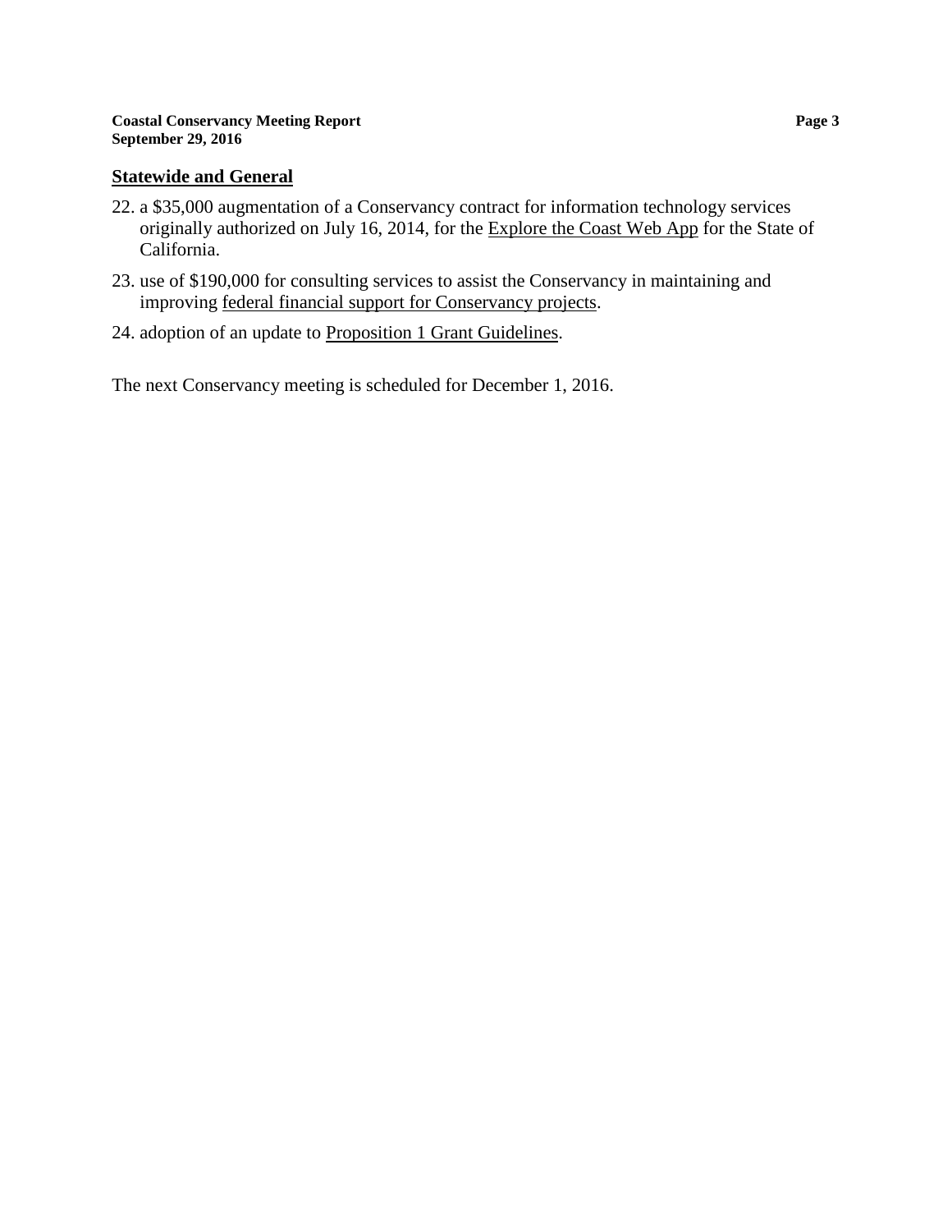## Statewide and General

22. a $35,000 augmentation of a Conservancy contract for information technology services originally authorized on July 16, 2014, for the Explore the Coast Web App for the State of California.
23. use of $190,000 for consulting services to assist the Conservancy in maintaining and improving federal financial support for Conservancy projects.
24. adoption of an update to Proposition 1 Grant Guidelines.

The next Conservancy meeting is scheduled for December 1, 2016.